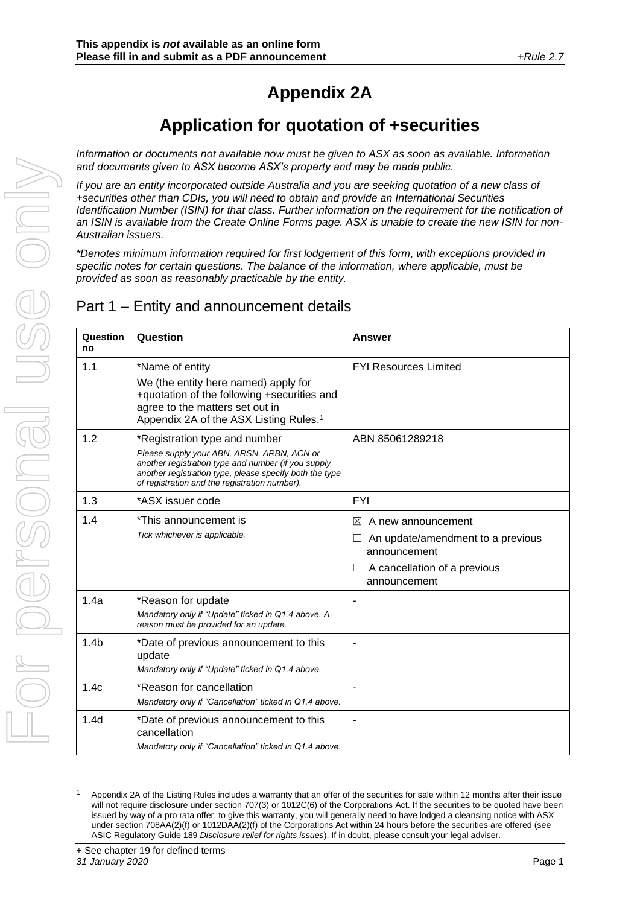**This appendix is *not* available as an online form**
**Please fill in and submit as a PDF announcement**

*+Rule 2.7*

# Appendix 2A

## Application for quotation of +securities

*Information or documents not available now must be given to ASX as soon as available. Information and documents given to ASX become ASX's property and may be made public.*

*If you are an entity incorporated outside Australia and you are seeking quotation of a new class of +securities other than CDIs, you will need to obtain and provide an International Securities Identification Number (ISIN) for that class. Further information on the requirement for the notification of an ISIN is available from the Create Online Forms page. ASX is unable to create the new ISIN for non-Australian issuers.*

**Denotes minimum information required for first lodgement of this form, with exceptions provided in specific notes for certain questions. The balance of the information, where applicable, must be provided as soon as reasonably practicable by the entity.*

## Part 1 – Entity and announcement details

| Question no | Question | Answer |
|---|---|---|
| 1.1 | *Name of entity<br>We (the entity here named) apply for +quotation of the following +securities and agree to the matters set out in Appendix 2A of the ASX Listing Rules.[1] | FYI Resources Limited |
| 1.2 | *Registration type and number<br>*Please supply your ABN, ARSN, ARBN, ACN or another registration type and number (if you supply another registration type, please specify both the type of registration and the registration number).* | ABN 85061289218 |
| 1.3 | *ASX issuer code | FYI |
| 1.4 | *This announcement is<br>*Tick whichever is applicable.* | ☒ A new announcement<br>☐ An update/amendment to a previous announcement<br>☐ A cancellation of a previous announcement |
| 1.4a | *Reason for update<br>*Mandatory only if "Update" ticked in Q1.4 above. A reason must be provided for an update.* | - |
| 1.4b | *Date of previous announcement to this update<br>*Mandatory only if "Update" ticked in Q1.4 above.* | - |
| 1.4c | *Reason for cancellation<br>*Mandatory only if "Cancellation" ticked in Q1.4 above.* | - |
| 1.4d | *Date of previous announcement to this cancellation<br>*Mandatory only if "Cancellation" ticked in Q1.4 above.* | - |

[1] Appendix 2A of the Listing Rules includes a warranty that an offer of the securities for sale within 12 months after their issue will not require disclosure under section 707(3) or 1012C(6) of the Corporations Act. If the securities to be quoted have been issued by way of a pro rata offer, to give this warranty, you will generally need to have lodged a cleansing notice with ASX under section 708AA(2)(f) or 1012DAA(2)(f) of the Corporations Act within 24 hours before the securities are offered (see ASIC Regulatory Guide 189 *Disclosure relief for rights issues*). If in doubt, please consult your legal adviser.

+ See chapter 19 for defined terms
*31 January 2020*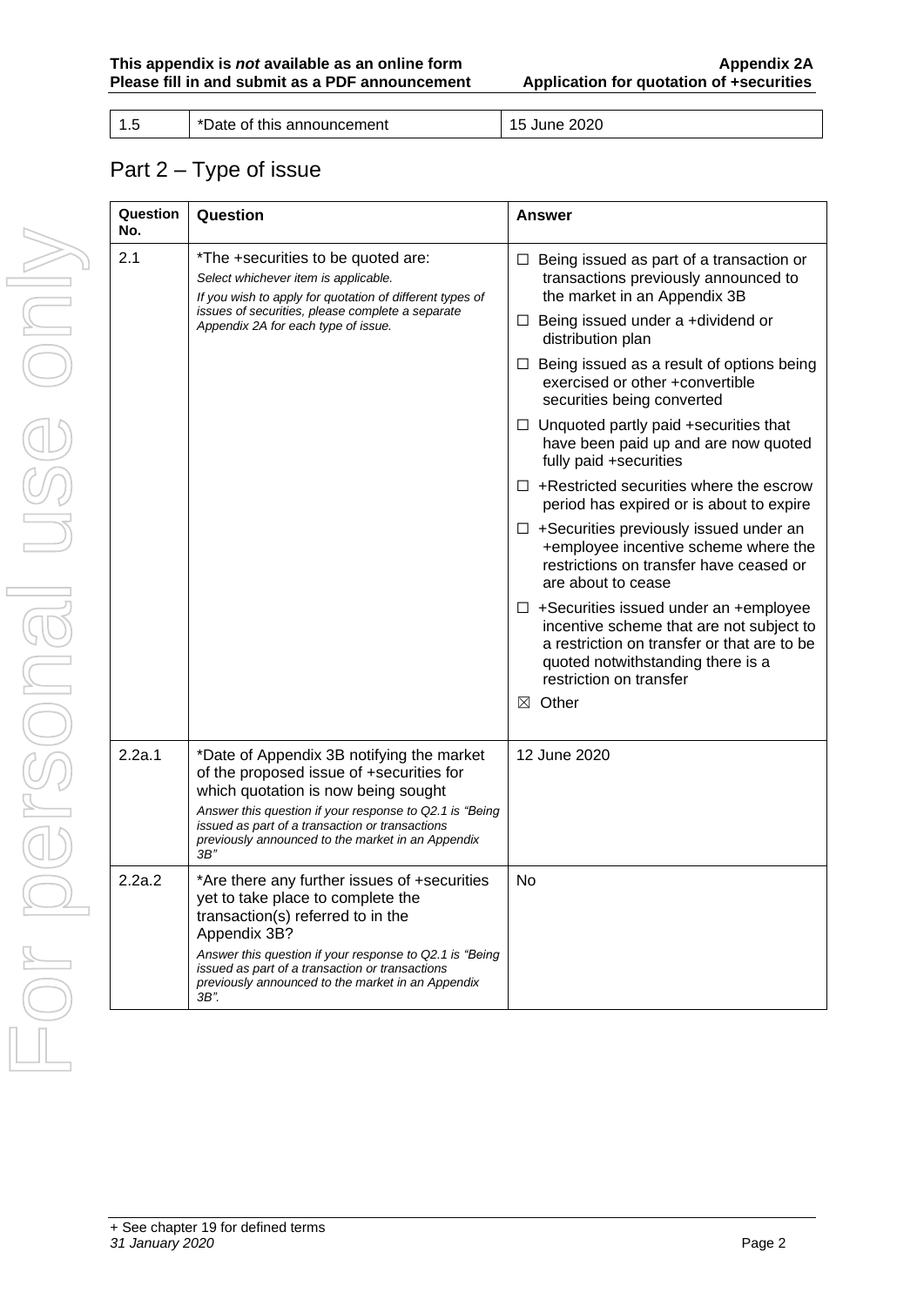| 1.5 | *Date of this announcement | 15 June 2020 |
|---|---|---|

## Part 2 – Type of issue

| Question No. | Question | Answer |
|---|---|---|
| 2.1 | *The +securities to be quoted are:<br>*Select whichever item is applicable.*<br>*If you wish to apply for quotation of different types of issues of securities, please complete a separate Appendix 2A for each type of issue.* | ☐ Being issued as part of a transaction or transactions previously announced to the market in an Appendix 3B<br>☐ Being issued under a +dividend or distribution plan<br>☐ Being issued as a result of options being exercised or other +convertible securities being converted<br>☐ Unquoted partly paid +securities that have been paid up and are now quoted fully paid +securities<br>☐ +Restricted securities where the escrow period has expired or is about to expire<br>☐ +Securities previously issued under an +employee incentive scheme where the restrictions on transfer have ceased or are about to cease<br>☐ +Securities issued under an +employee incentive scheme that are not subject to a restriction on transfer or that are to be quoted notwithstanding there is a restriction on transfer<br>☒ Other |
| 2.2a.1 | *Date of Appendix 3B notifying the market of the proposed issue of +securities for which quotation is now being sought<br>*Answer this question if your response to Q2.1 is "Being issued as part of a transaction or transactions previously announced to the market in an Appendix 3B"* | 12 June 2020 |
| 2.2a.2 | *Are there any further issues of +securities yet to take place to complete the transaction(s) referred to in the Appendix 3B?<br>*Answer this question if your response to Q2.1 is "Being issued as part of a transaction or transactions previously announced to the market in an Appendix 3B".* | No |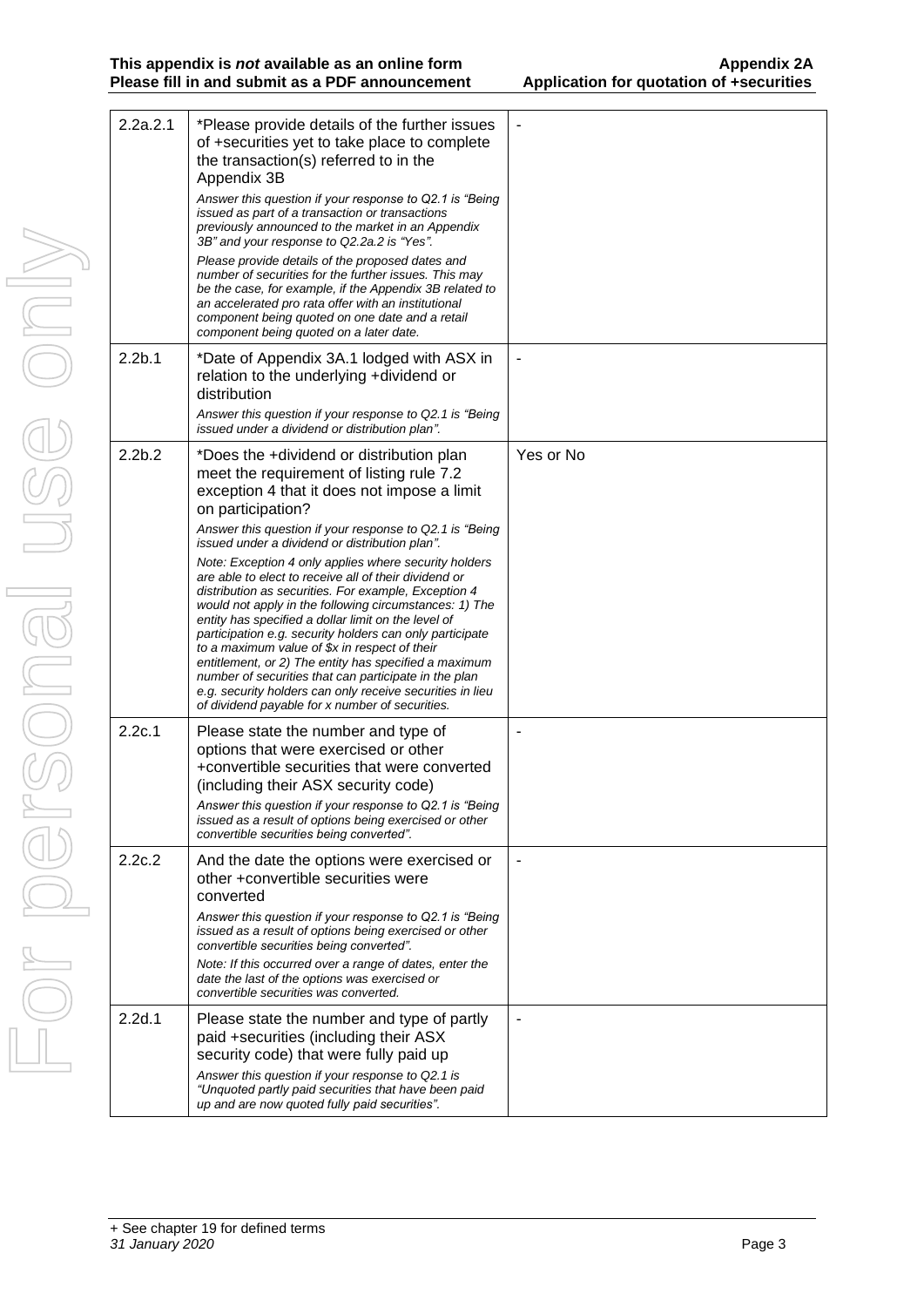| | | |
|---|---|---|
| 2.2a.2.1 | *Please provide details of the further issues of +securities yet to take place to complete the transaction(s) referred to in the Appendix 3B<br>*Answer this question if your response to Q2.1 is "Being issued as part of a transaction or transactions previously announced to the market in an Appendix 3B" and your response to Q2.2a.2 is "Yes".*<br>*Please provide details of the proposed dates and number of securities for the further issues. This may be the case, for example, if the Appendix 3B related to an accelerated pro rata offer with an institutional component being quoted on one date and a retail component being quoted on a later date.* | - |
| 2.2b.1 | *Date of Appendix 3A.1 lodged with ASX in relation to the underlying +dividend or distribution<br>*Answer this question if your response to Q2.1 is "Being issued under a dividend or distribution plan".* | - |
| 2.2b.2 | *Does the +dividend or distribution plan meet the requirement of listing rule 7.2 exception 4 that it does not impose a limit on participation?<br>*Answer this question if your response to Q2.1 is "Being issued under a dividend or distribution plan".*<br>*Note: Exception 4 only applies where security holders are able to elect to receive all of their dividend or distribution as securities. For example, Exception 4 would not apply in the following circumstances: 1) The entity has specified a dollar limit on the level of participation e.g. security holders can only participate to a maximum value of $x in respect of their entitlement, or 2) The entity has specified a maximum number of securities that can participate in the plan e.g. security holders can only receive securities in lieu of dividend payable for x number of securities.* | Yes or No |
| 2.2c.1 | Please state the number and type of options that were exercised or other +convertible securities that were converted (including their ASX security code)<br>*Answer this question if your response to Q2.1 is "Being issued as a result of options being exercised or other convertible securities being converted".* | - |
| 2.2c.2 | And the date the options were exercised or other +convertible securities were converted<br>*Answer this question if your response to Q2.1 is "Being issued as a result of options being exercised or other convertible securities being converted".*<br>*Note: If this occurred over a range of dates, enter the date the last of the options was exercised or convertible securities was converted.* | - |
| 2.2d.1 | Please state the number and type of partly paid +securities (including their ASX security code) that were fully paid up<br>*Answer this question if your response to Q2.1 is "Unquoted partly paid securities that have been paid up and are now quoted fully paid securities".* | - |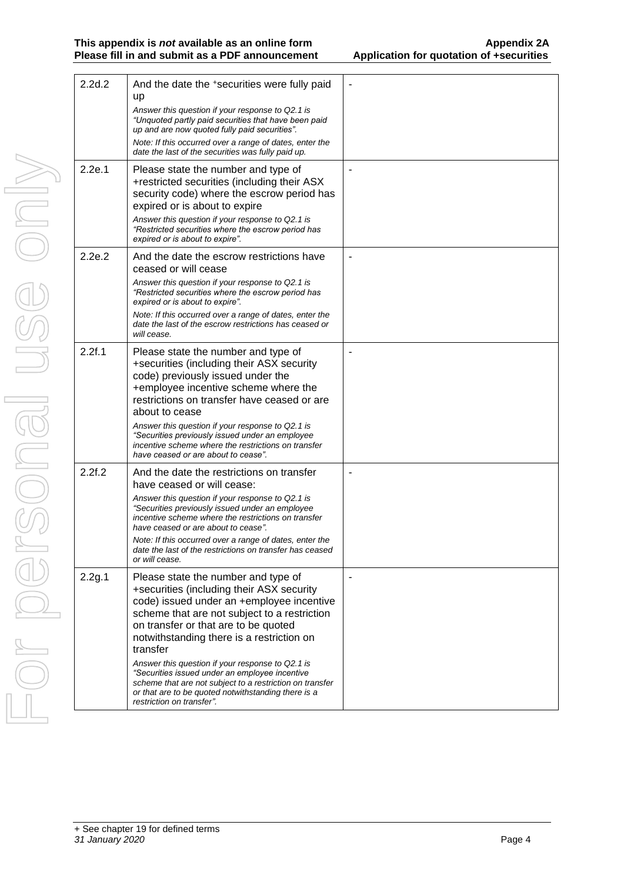| | | |
|---|---|---|
| 2.2d.2 | And the date the +securities were fully paid up<br>*Answer this question if your response to Q2.1 is "Unquoted partly paid securities that have been paid up and are now quoted fully paid securities".*<br>*Note: If this occurred over a range of dates, enter the date the last of the securities was fully paid up.* | - |
| 2.2e.1 | Please state the number and type of +restricted securities (including their ASX security code) where the escrow period has expired or is about to expire<br>*Answer this question if your response to Q2.1 is "Restricted securities where the escrow period has expired or is about to expire".* | - |
| 2.2e.2 | And the date the escrow restrictions have ceased or will cease<br>*Answer this question if your response to Q2.1 is "Restricted securities where the escrow period has expired or is about to expire".*<br>*Note: If this occurred over a range of dates, enter the date the last of the escrow restrictions has ceased or will cease.* | - |
| 2.2f.1 | Please state the number and type of +securities (including their ASX security code) previously issued under the +employee incentive scheme where the restrictions on transfer have ceased or are about to cease<br>*Answer this question if your response to Q2.1 is "Securities previously issued under an employee incentive scheme where the restrictions on transfer have ceased or are about to cease".* | - |
| 2.2f.2 | And the date the restrictions on transfer have ceased or will cease:<br>*Answer this question if your response to Q2.1 is "Securities previously issued under an employee incentive scheme where the restrictions on transfer have ceased or are about to cease".*<br>*Note: If this occurred over a range of dates, enter the date the last of the restrictions on transfer has ceased or will cease.* | - |
| 2.2g.1 | Please state the number and type of +securities (including their ASX security code) issued under an +employee incentive scheme that are not subject to a restriction on transfer or that are to be quoted notwithstanding there is a restriction on transfer<br>*Answer this question if your response to Q2.1 is "Securities issued under an employee incentive scheme that are not subject to a restriction on transfer or that are to be quoted notwithstanding there is a restriction on transfer".* | - |

+ See chapter 19 for defined terms
*31 January 2020*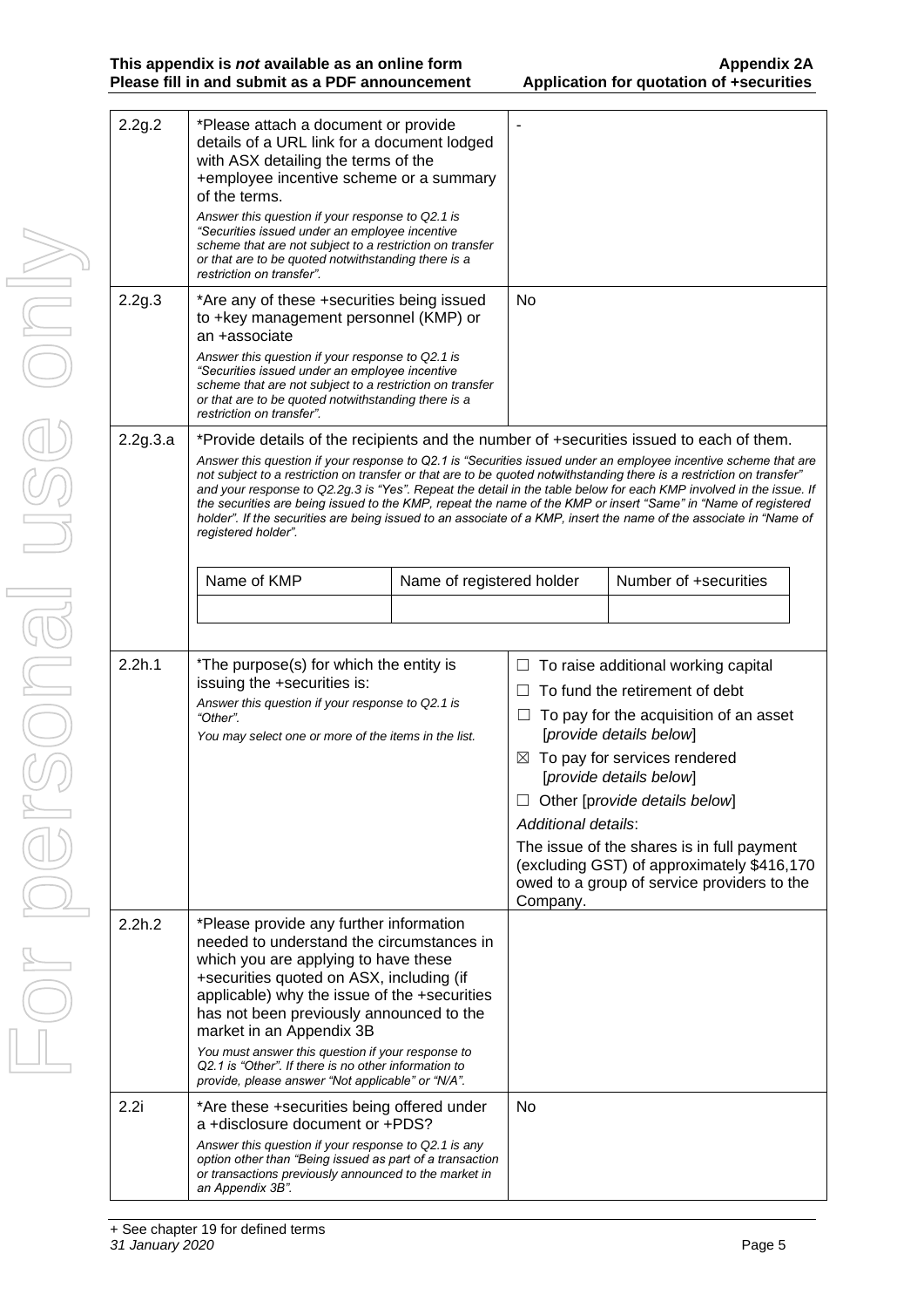| | | |
|---|---|---|
| 2.2g.2 | *Please attach a document or provide details of a URL link for a document lodged with ASX detailing the terms of the +employee incentive scheme or a summary of the terms.<br>*Answer this question if your response to Q2.1 is "Securities issued under an employee incentive scheme that are not subject to a restriction on transfer or that are to be quoted notwithstanding there is a restriction on transfer".* | - |
| 2.2g.3 | *Are any of these +securities being issued to +key management personnel (KMP) or an +associate<br>*Answer this question if your response to Q2.1 is "Securities issued under an employee incentive scheme that are not subject to a restriction on transfer or that are to be quoted notwithstanding there is a restriction on transfer".* | No |
| 2.2g.3.a | *Provide details of the recipients and the number of +securities issued to each of them.<br>*Answer this question if your response to Q2.1 is "Securities issued under an employee incentive scheme that are not subject to a restriction on transfer or that are to be quoted notwithstanding there is a restriction on transfer" and your response to Q2.2g.3 is "Yes". Repeat the detail in the table below for each KMP involved in the issue. If the securities are being issued to the KMP, repeat the name of the KMP or insert "Same" in "Name of registered holder". If the securities are being issued to an associate of a KMP, insert the name of the associate in "Name of registered holder".* | |
| 2.2h.1 | *The purpose(s) for which the entity is issuing the +securities is:<br>*Answer this question if your response to Q2.1 is "Other".*<br>*You may select one or more of the items in the list.* | ☐ To raise additional working capital<br>☐ To fund the retirement of debt<br>☐ To pay for the acquisition of an asset [*provide details below*]<br>☒ To pay for services rendered [*provide details below*]<br>☐ Other [*provide details below*]<br>*Additional details*:<br>The issue of the shares is in full payment (excluding GST) of approximately $416,170 owed to a group of service providers to the Company. |
| 2.2h.2 | *Please provide any further information needed to understand the circumstances in which you are applying to have these +securities quoted on ASX, including (if applicable) why the issue of the +securities has not been previously announced to the market in an Appendix 3B<br>*You must answer this question if your response to Q2.1 is "Other". If there is no other information to provide, please answer "Not applicable" or "N/A".* | |
| 2.2i | *Are these +securities being offered under a +disclosure document or +PDS?<br>*Answer this question if your response to Q2.1 is any option other than "Being issued as part of a transaction or transactions previously announced to the market in an Appendix 3B".* | No |

| Name of KMP | Name of registered holder | Number of +securities |
|---|---|---|
| | | |

+ See chapter 19 for defined terms
*31 January 2020*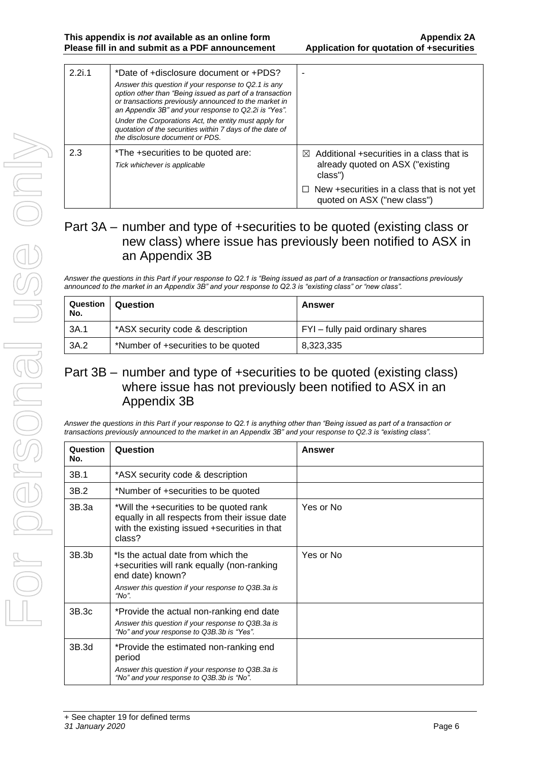| | | |
|---|---|---|
| 2.2i.1 | *Date of +disclosure document or +PDS?<br>*Answer this question if your response to Q2.1 is any option other than "Being issued as part of a transaction or transactions previously announced to the market in an Appendix 3B" and your response to Q2.2i is "Yes".*<br>*Under the Corporations Act, the entity must apply for quotation of the securities within 7 days of the date of the disclosure document or PDS.* | - |
| 2.3 | *The +securities to be quoted are:<br>*Tick whichever is applicable* | ☒ Additional +securities in a class that is already quoted on ASX ("existing class")<br>☐ New +securities in a class that is not yet quoted on ASX ("new class") |

## Part 3A – number and type of +securities to be quoted (existing class or new class) where issue has previously been notified to ASX in an Appendix 3B

*Answer the questions in this Part if your response to Q2.1 is "Being issued as part of a transaction or transactions previously announced to the market in an Appendix 3B" and your response to Q2.3 is "existing class" or "new class".*

| Question No. | Question | Answer |
|---|---|---|
| 3A.1 | *ASX security code & description | FYI – fully paid ordinary shares |
| 3A.2 | *Number of +securities to be quoted | 8,323,335 |

## Part 3B – number and type of +securities to be quoted (existing class) where issue has not previously been notified to ASX in an Appendix 3B

*Answer the questions in this Part if your response to Q2.1 is anything other than "Being issued as part of a transaction or transactions previously announced to the market in an Appendix 3B" and your response to Q2.3 is "existing class".*

| Question No. | Question | Answer |
|---|---|---|
| 3B.1 | *ASX security code & description | |
| 3B.2 | *Number of +securities to be quoted | |
| 3B.3a | *Will the +securities to be quoted rank equally in all respects from their issue date with the existing issued +securities in that class? | Yes or No |
| 3B.3b | *Is the actual date from which the +securities will rank equally (non-ranking end date) known?<br>*Answer this question if your response to Q3B.3a is "No".* | Yes or No |
| 3B.3c | *Provide the actual non-ranking end date<br>*Answer this question if your response to Q3B.3a is "No" and your response to Q3B.3b is "Yes".* | |
| 3B.3d | *Provide the estimated non-ranking end period<br>*Answer this question if your response to Q3B.3a is "No" and your response to Q3B.3b is "No".* | |

+ See chapter 19 for defined terms
*31 January 2020*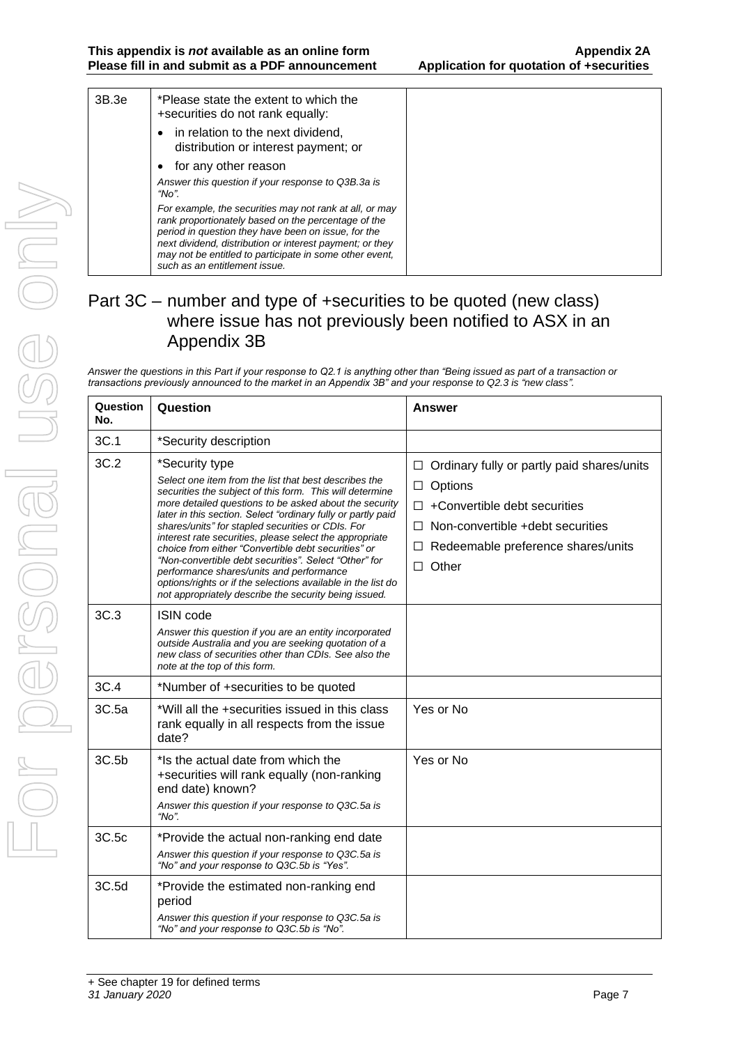| | | |
|---|---|---|
| 3B.3e | *Please state the extent to which the +securities do not rank equally:<br>• in relation to the next dividend, distribution or interest payment; or<br>• for any other reason<br>*Answer this question if your response to Q3B.3a is "No".*<br>*For example, the securities may not rank at all, or may rank proportionately based on the percentage of the period in question they have been on issue, for the next dividend, distribution or interest payment; or they may not be entitled to participate in some other event, such as an entitlement issue.* | |

## Part 3C – number and type of +securities to be quoted (new class) where issue has not previously been notified to ASX in an Appendix 3B

*Answer the questions in this Part if your response to Q2.1 is anything other than "Being issued as part of a transaction or transactions previously announced to the market in an Appendix 3B" and your response to Q2.3 is "new class".*

| Question No. | Question | Answer |
|---|---|---|
| 3C.1 | *Security description | |
| 3C.2 | *Security type<br>*Select one item from the list that best describes the securities the subject of this form. This will determine more detailed questions to be asked about the security later in this section. Select "ordinary fully or partly paid shares/units" for stapled securities or CDIs. For interest rate securities, please select the appropriate choice from either "Convertible debt securities" or "Non-convertible debt securities". Select "Other" for performance shares/units and performance options/rights or if the selections available in the list do not appropriately describe the security being issued.* | ☐ Ordinary fully or partly paid shares/units<br>☐ Options<br>☐ +Convertible debt securities<br>☐ Non-convertible +debt securities<br>☐ Redeemable preference shares/units<br>☐ Other |
| 3C.3 | ISIN code<br>*Answer this question if you are an entity incorporated outside Australia and you are seeking quotation of a new class of securities other than CDIs. See also the note at the top of this form.* | |
| 3C.4 | *Number of +securities to be quoted | |
| 3C.5a | *Will all the +securities issued in this class rank equally in all respects from the issue date? | Yes or No |
| 3C.5b | *Is the actual date from which the +securities will rank equally (non-ranking end date) known?<br>*Answer this question if your response to Q3C.5a is "No".* | Yes or No |
| 3C.5c | *Provide the actual non-ranking end date<br>*Answer this question if your response to Q3C.5a is "No" and your response to Q3C.5b is "Yes".* | |
| 3C.5d | *Provide the estimated non-ranking end period<br>*Answer this question if your response to Q3C.5a is "No" and your response to Q3C.5b is "No".* | |

+ See chapter 19 for defined terms
*31 January 2020*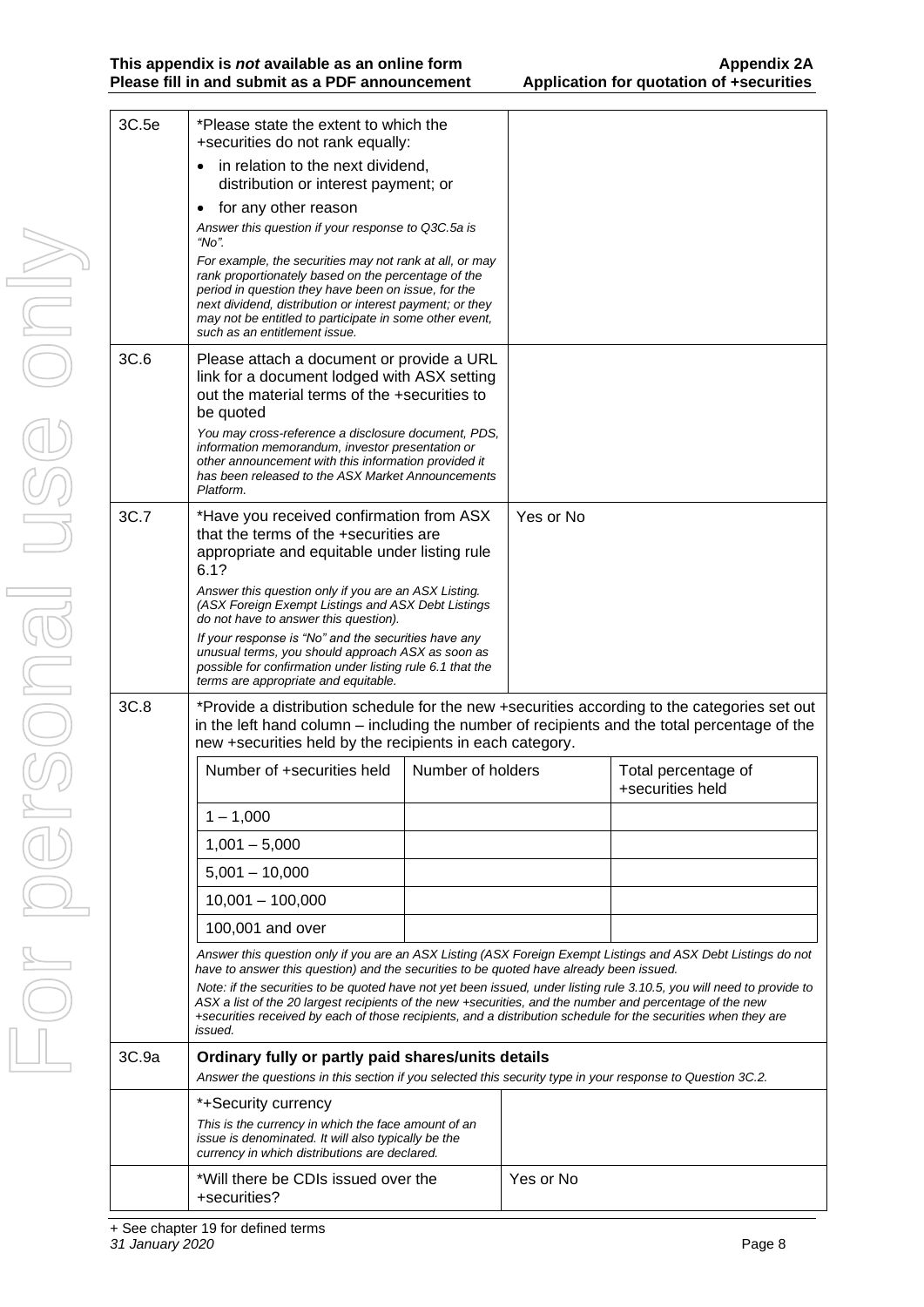| | | |
|---|---|---|
| 3C.5e | *Please state the extent to which the +securities do not rank equally:<br>• in relation to the next dividend, distribution or interest payment; or<br>• for any other reason<br>*Answer this question if your response to Q3C.5a is "No".*<br>*For example, the securities may not rank at all, or may rank proportionately based on the percentage of the period in question they have been on issue, for the next dividend, distribution or interest payment; or they may not be entitled to participate in some other event, such as an entitlement issue.* | |
| 3C.6 | Please attach a document or provide a URL link for a document lodged with ASX setting out the material terms of the +securities to be quoted<br>*You may cross-reference a disclosure document, PDS, information memorandum, investor presentation or other announcement with this information provided it has been released to the ASX Market Announcements Platform.* | |
| 3C.7 | *Have you received confirmation from ASX that the terms of the +securities are appropriate and equitable under listing rule 6.1?<br>*Answer this question only if you are an ASX Listing. (ASX Foreign Exempt Listings and ASX Debt Listings do not have to answer this question).*<br>*If your response is "No" and the securities have any unusual terms, you should approach ASX as soon as possible for confirmation under listing rule 6.1 that the terms are appropriate and equitable.* | Yes or No |

**3C.8** *Provide a distribution schedule for the new +securities according to the categories set out in the left hand column – including the number of recipients and the total percentage of the new +securities held by the recipients in each category.

| Number of +securities held | Number of holders | Total percentage of +securities held |
|---|---|---|
| 1 – 1,000 | | |
| 1,001 – 5,000 | | |
| 5,001 – 10,000 | | |
| 10,001 – 100,000 | | |
| 100,001 and over | | |

*Answer this question only if you are an ASX Listing (ASX Foreign Exempt Listings and ASX Debt Listings do not have to answer this question) and the securities to be quoted have already been issued.*

*Note: if the securities to be quoted have not yet been issued, under listing rule 3.10.5, you will need to provide to ASX a list of the 20 largest recipients of the new +securities, and the number and percentage of the new +securities received by each of those recipients, and a distribution schedule for the securities when they are issued.*

**3C.9a Ordinary fully or partly paid shares/units details**

*Answer the questions in this section if you selected this security type in your response to Question 3C.2.*

| | |
|---|---|
| *+Security currency<br>*This is the currency in which the face amount of an issue is denominated. It will also typically be the currency in which distributions are declared.* | |
| *Will there be CDIs issued over the +securities? | Yes or No |

+ See chapter 19 for defined terms

*31 January 2020*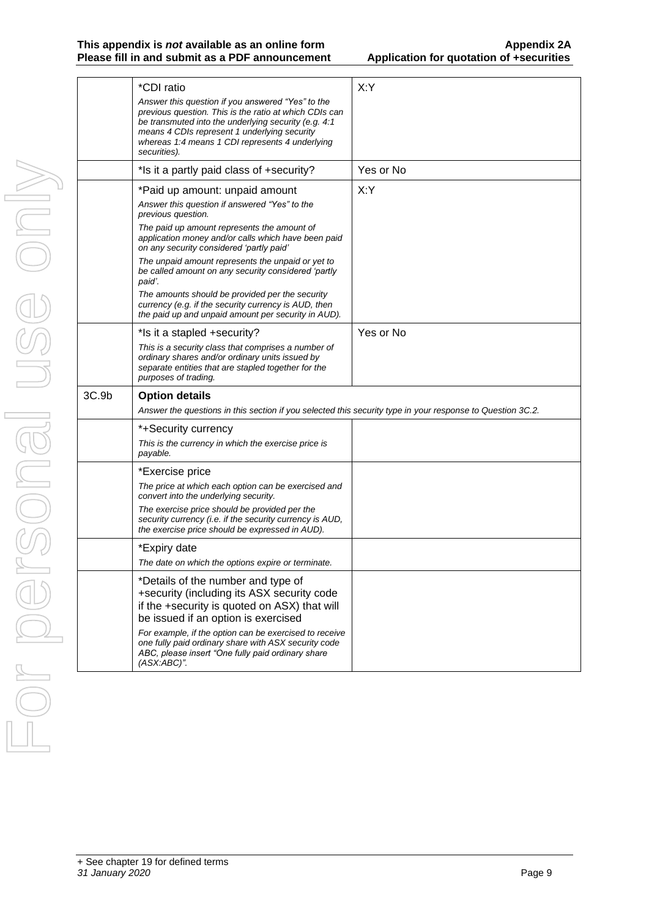| | | |
|---|---|---|
| | *CDI ratio<br>*Answer this question if you answered "Yes" to the previous question. This is the ratio at which CDIs can be transmuted into the underlying security (e.g. 4:1 means 4 CDIs represent 1 underlying security whereas 1:4 means 1 CDI represents 4 underlying securities).* | X:Y |
| | *Is it a partly paid class of +security? | Yes or No |
| | *Paid up amount: unpaid amount<br>*Answer this question if answered "Yes" to the previous question.*<br>*The paid up amount represents the amount of application money and/or calls which have been paid on any security considered 'partly paid'*<br>*The unpaid amount represents the unpaid or yet to be called amount on any security considered 'partly paid'.*<br>*The amounts should be provided per the security currency (e.g. if the security currency is AUD, then the paid up and unpaid amount per security in AUD).* | X:Y |
| | *Is it a stapled +security?<br>*This is a security class that comprises a number of ordinary shares and/or ordinary units issued by separate entities that are stapled together for the purposes of trading.* | Yes or No |
| 3C.9b | **Option details**<br>*Answer the questions in this section if you selected this security type in your response to Question 3C.2.* | |
| | *+Security currency<br>*This is the currency in which the exercise price is payable.* | |
| | *Exercise price<br>*The price at which each option can be exercised and convert into the underlying security.*<br>*The exercise price should be provided per the security currency (i.e. if the security currency is AUD, the exercise price should be expressed in AUD).* | |
| | *Expiry date<br>*The date on which the options expire or terminate.* | |
| | *Details of the number and type of +security (including its ASX security code if the +security is quoted on ASX) that will be issued if an option is exercised<br>*For example, if the option can be exercised to receive one fully paid ordinary share with ASX security code ABC, please insert "One fully paid ordinary share (ASX:ABC)".* | |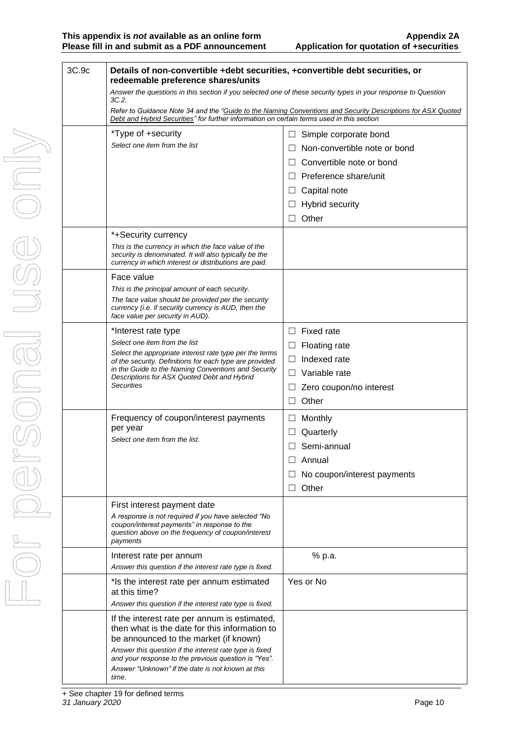| 3C.9c | **Details of non-convertible +debt securities, +convertible debt securities, or redeemable preference shares/units**<br>*Answer the questions in this section if you selected one of these security types in your response to Question 3C.2.*<br>*Refer to Guidance Note 34 and the "Guide to the Naming Conventions and Security Descriptions for ASX Quoted Debt and Hybrid Securities" for further information on certain terms used in this section* | |
|---|---|---|
| | *Type of +security<br>*Select one item from the list* | ☐ Simple corporate bond<br>☐ Non-convertible note or bond<br>☐ Convertible note or bond<br>☐ Preference share/unit<br>☐ Capital note<br>☐ Hybrid security<br>☐ Other |
| | *+Security currency<br>*This is the currency in which the face value of the security is denominated. It will also typically be the currency in which interest or distributions are paid.* | |
| | Face value<br>*This is the principal amount of each security.*<br>*The face value should be provided per the security currency (i.e. if security currency is AUD, then the face value per security in AUD).* | |
| | *Interest rate type<br>*Select one item from the list*<br>*Select the appropriate interest rate type per the terms of the security. Definitions for each type are provided in the Guide to the Naming Conventions and Security Descriptions for ASX Quoted Debt and Hybrid Securities* | ☐ Fixed rate<br>☐ Floating rate<br>☐ Indexed rate<br>☐ Variable rate<br>☐ Zero coupon/no interest<br>☐ Other |
| | Frequency of coupon/interest payments per year<br>*Select one item from the list.* | ☐ Monthly<br>☐ Quarterly<br>☐ Semi-annual<br>☐ Annual<br>☐ No coupon/interest payments<br>☐ Other |
| | First interest payment date<br>*A response is not required if you have selected "No coupon/interest payments" in response to the question above on the frequency of coupon/interest payments* | |
| | Interest rate per annum<br>*Answer this question if the interest rate type is fixed.* | % p.a. |
| | *Is the interest rate per annum estimated at this time?<br>*Answer this question if the interest rate type is fixed.* | Yes or No |
| | If the interest rate per annum is estimated, then what is the date for this information to be announced to the market (if known)<br>*Answer this question if the interest rate type is fixed and your response to the previous question is "Yes".*<br>*Answer "Unknown" if the date is not known at this time.* | |

+ See chapter 19 for defined terms
*31 January 2020*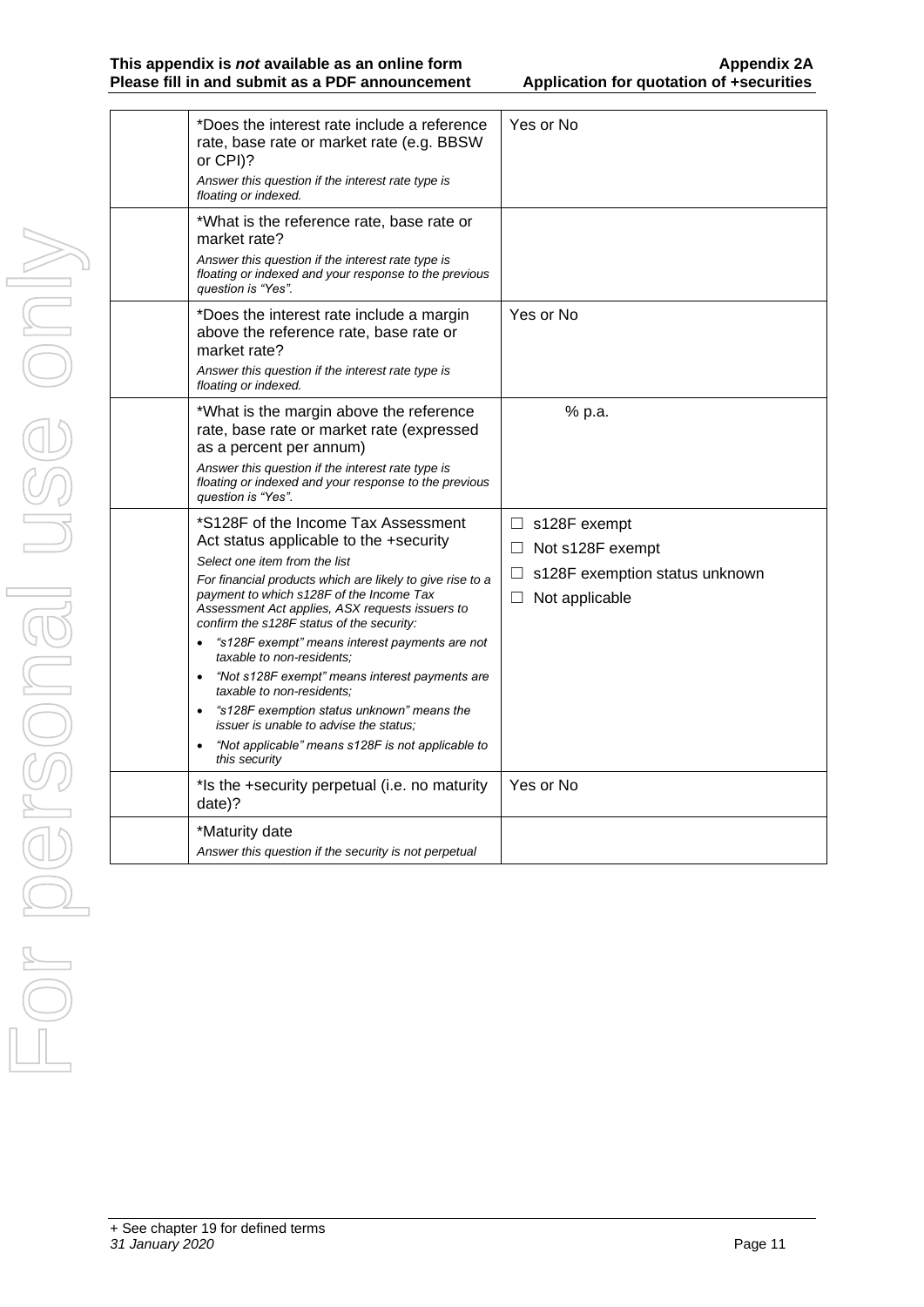| | | |
|---|---|---|
| | *Does the interest rate include a reference rate, base rate or market rate (e.g. BBSW or CPI)?<br>*Answer this question if the interest rate type is floating or indexed.* | Yes or No |
| | *What is the reference rate, base rate or market rate?<br>*Answer this question if the interest rate type is floating or indexed and your response to the previous question is "Yes".* | |
| | *Does the interest rate include a margin above the reference rate, base rate or market rate?<br>*Answer this question if the interest rate type is floating or indexed.* | Yes or No |
| | *What is the margin above the reference rate, base rate or market rate (expressed as a percent per annum)<br>*Answer this question if the interest rate type is floating or indexed and your response to the previous question is "Yes".* | % p.a. |
| | *S128F of the Income Tax Assessment Act status applicable to the +security<br>*Select one item from the list*<br>*For financial products which are likely to give rise to a payment to which s128F of the Income Tax Assessment Act applies, ASX requests issuers to confirm the s128F status of the security:*<br>• *"s128F exempt" means interest payments are not taxable to non-residents;*<br>• *"Not s128F exempt" means interest payments are taxable to non-residents;*<br>• *"s128F exemption status unknown" means the issuer is unable to advise the status;*<br>• *"Not applicable" means s128F is not applicable to this security* | ☐ s128F exempt<br>☐ Not s128F exempt<br>☐ s128F exemption status unknown<br>☐ Not applicable |
| | *Is the +security perpetual (i.e. no maturity date)? | Yes or No |
| | *Maturity date<br>*Answer this question if the security is not perpetual* | |

+ See chapter 19 for defined terms
*31 January 2020*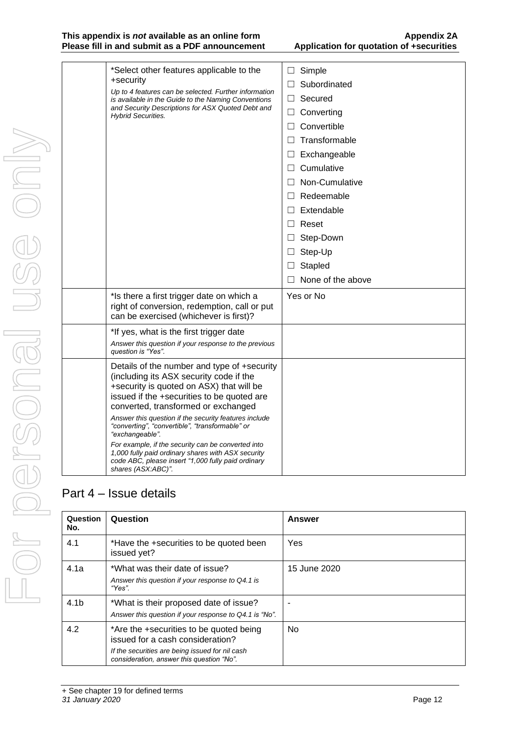| | | |
|---|---|---|
| | *Select other features applicable to the +security<br>*Up to 4 features can be selected. Further information is available in the Guide to the Naming Conventions and Security Descriptions for ASX Quoted Debt and Hybrid Securities.* | ☐ Simple<br>☐ Subordinated<br>☐ Secured<br>☐ Converting<br>☐ Convertible<br>☐ Transformable<br>☐ Exchangeable<br>☐ Cumulative<br>☐ Non-Cumulative<br>☐ Redeemable<br>☐ Extendable<br>☐ Reset<br>☐ Step-Down<br>☐ Step-Up<br>☐ Stapled<br>☐ None of the above |
| | *Is there a first trigger date on which a right of conversion, redemption, call or put can be exercised (whichever is first)? | Yes or No |
| | *If yes, what is the first trigger date<br>*Answer this question if your response to the previous question is "Yes".* | |
| | Details of the number and type of +security (including its ASX security code if the +security is quoted on ASX) that will be issued if the +securities to be quoted are converted, transformed or exchanged<br>*Answer this question if the security features include "converting", "convertible", "transformable" or "exchangeable".*<br>*For example, if the security can be converted into 1,000 fully paid ordinary shares with ASX security code ABC, please insert "1,000 fully paid ordinary shares (ASX:ABC)".* | |

## Part 4 – Issue details

| Question No. | Question | Answer |
|---|---|---|
| 4.1 | *Have the +securities to be quoted been issued yet? | Yes |
| 4.1a | *What was their date of issue?<br>*Answer this question if your response to Q4.1 is "Yes".* | 15 June 2020 |
| 4.1b | *What is their proposed date of issue?<br>*Answer this question if your response to Q4.1 is "No".* | - |
| 4.2 | *Are the +securities to be quoted being issued for a cash consideration?<br>*If the securities are being issued for nil cash consideration, answer this question "No".* | No |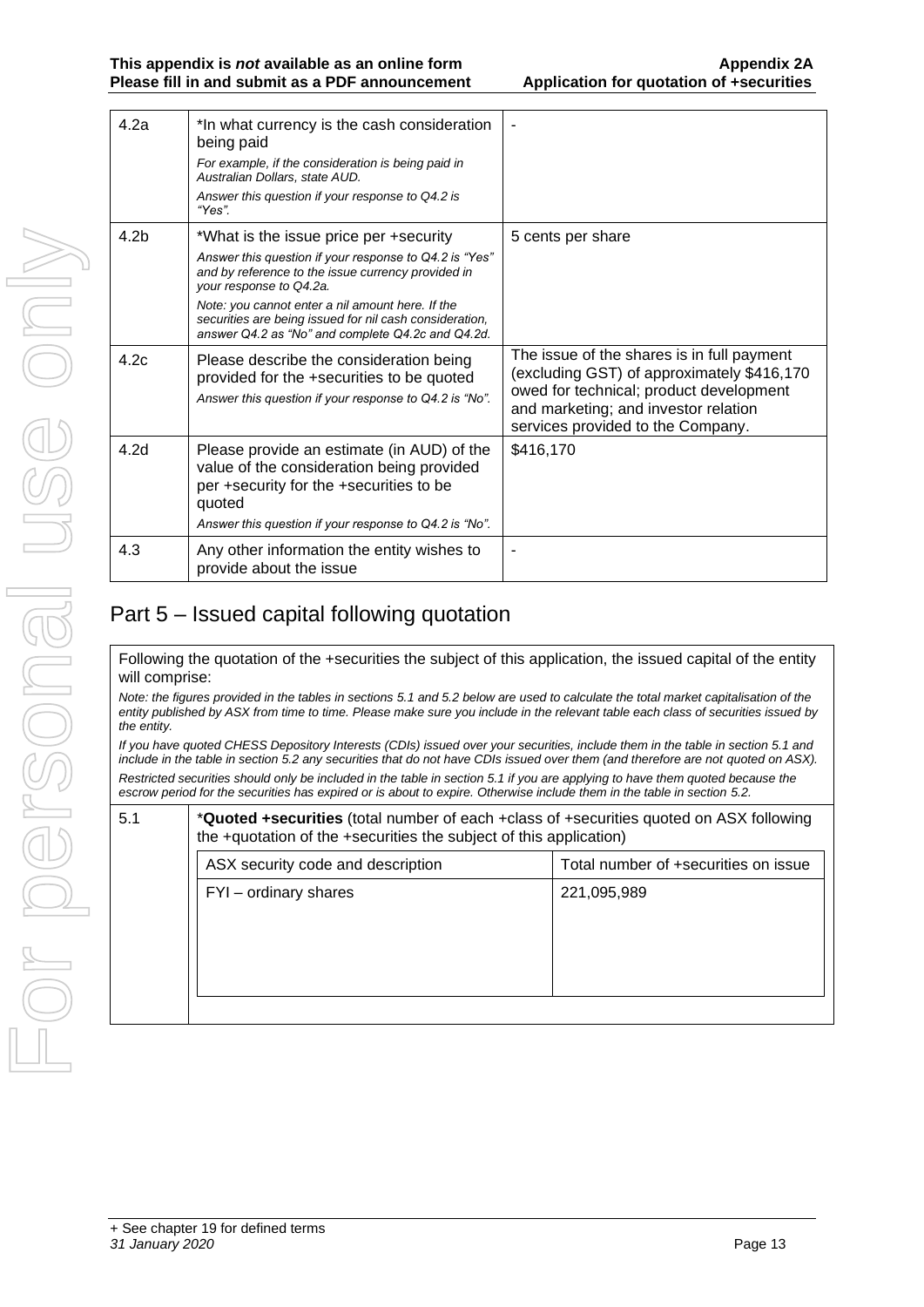| | | |
|---|---|---|
| 4.2a | *In what currency is the cash consideration being paid<br>*For example, if the consideration is being paid in Australian Dollars, state AUD.*<br>*Answer this question if your response to Q4.2 is "Yes".* | - |
| 4.2b | *What is the issue price per +security<br>*Answer this question if your response to Q4.2 is "Yes" and by reference to the issue currency provided in your response to Q4.2a.*<br>*Note: you cannot enter a nil amount here. If the securities are being issued for nil cash consideration, answer Q4.2 as "No" and complete Q4.2c and Q4.2d.* | 5 cents per share |
| 4.2c | Please describe the consideration being provided for the +securities to be quoted<br>*Answer this question if your response to Q4.2 is "No".* | The issue of the shares is in full payment (excluding GST) of approximately $416,170 owed for technical; product development and marketing; and investor relation services provided to the Company. |
| 4.2d | Please provide an estimate (in AUD) of the value of the consideration being provided per +security for the +securities to be quoted<br>*Answer this question if your response to Q4.2 is "No".* | $416,170 |
| 4.3 | Any other information the entity wishes to provide about the issue | - |

## Part 5 – Issued capital following quotation

Following the quotation of the +securities the subject of this application, the issued capital of the entity will comprise:

*Note: the figures provided in the tables in sections 5.1 and 5.2 below are used to calculate the total market capitalisation of the entity published by ASX from time to time. Please make sure you include in the relevant table each class of securities issued by the entity.*

*If you have quoted CHESS Depository Interests (CDIs) issued over your securities, include them in the table in section 5.1 and include in the table in section 5.2 any securities that do not have CDIs issued over them (and therefore are not quoted on ASX).*

*Restricted securities should only be included in the table in section 5.1 if you are applying to have them quoted because the escrow period for the securities has expired or is about to expire. Otherwise include them in the table in section 5.2.*

5.1 *__Quoted +securities__ (total number of each +class of +securities quoted on ASX following the +quotation of the +securities the subject of this application)

| ASX security code and description | Total number of +securities on issue |
|---|---|
| FYI – ordinary shares | 221,095,989 |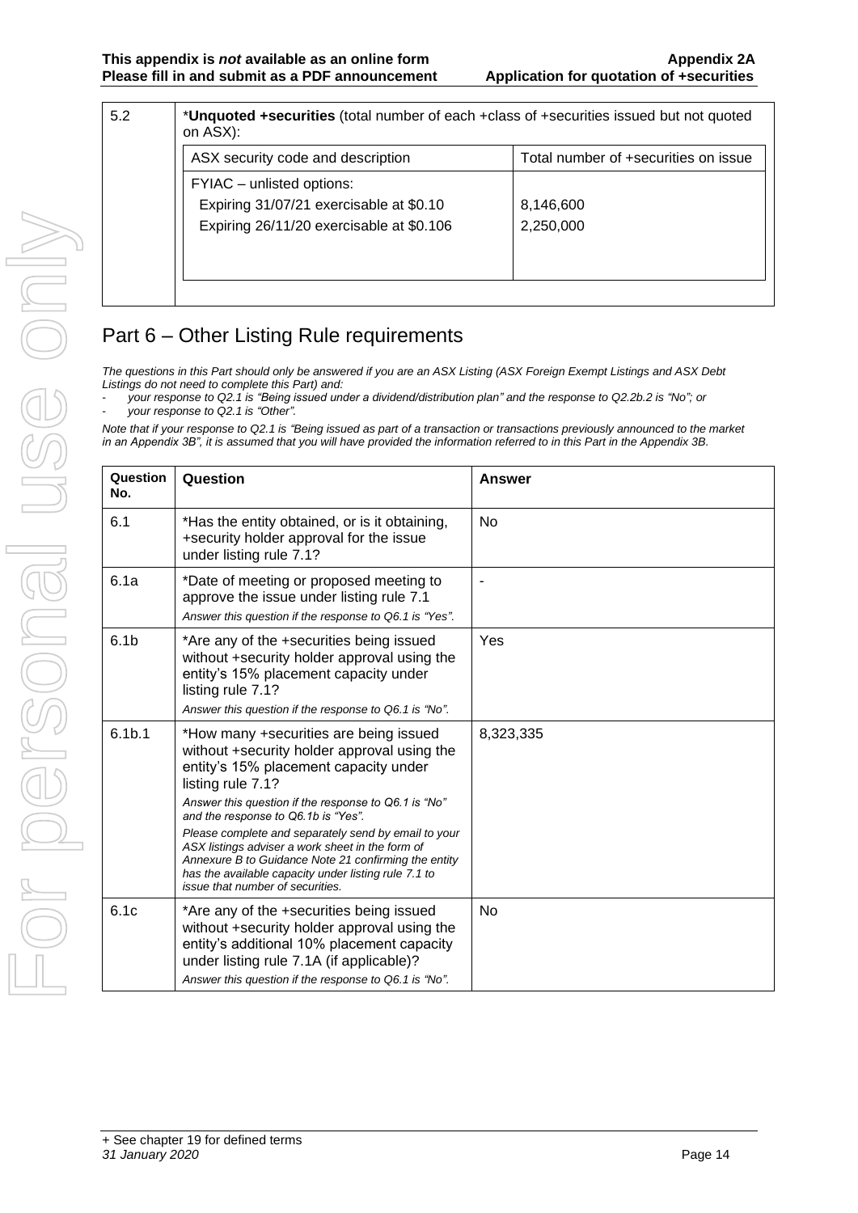| 5.2 | *Unquoted +securities (total number of each +class of +securities issued but not quoted on ASX): | |
|---|---|---|
| | ASX security code and description | Total number of +securities on issue |
| | FYIAC – unlisted options: | |
| | Expiring 31/07/21 exercisable at \$0.10 | 8,146,600 |
| | Expiring 26/11/20 exercisable at \$0.106 | 2,250,000 |

## Part 6 – Other Listing Rule requirements

*The questions in this Part should only be answered if you are an ASX Listing (ASX Foreign Exempt Listings and ASX Debt Listings do not need to complete this Part) and:*

- *your response to Q2.1 is "Being issued under a dividend/distribution plan" and the response to Q2.2b.2 is "No"; or*
- *your response to Q2.1 is "Other".*

*Note that if your response to Q2.1 is "Being issued as part of a transaction or transactions previously announced to the market in an Appendix 3B", it is assumed that you will have provided the information referred to in this Part in the Appendix 3B.*

| Question No. | Question | Answer |
|---|---|---|
| 6.1 | *Has the entity obtained, or is it obtaining, +security holder approval for the issue under listing rule 7.1? | No |
| 6.1a | *Date of meeting or proposed meeting to approve the issue under listing rule 7.1<br>*Answer this question if the response to Q6.1 is "Yes".* | - |
| 6.1b | *Are any of the +securities being issued without +security holder approval using the entity's 15% placement capacity under listing rule 7.1?<br>*Answer this question if the response to Q6.1 is "No".* | Yes |
| 6.1b.1 | *How many +securities are being issued without +security holder approval using the entity's 15% placement capacity under listing rule 7.1?<br>*Answer this question if the response to Q6.1 is "No" and the response to Q6.1b is "Yes".*<br>*Please complete and separately send by email to your ASX listings adviser a work sheet in the form of Annexure B to Guidance Note 21 confirming the entity has the available capacity under listing rule 7.1 to issue that number of securities.* | 8,323,335 |
| 6.1c | *Are any of the +securities being issued without +security holder approval using the entity's additional 10% placement capacity under listing rule 7.1A (if applicable)?<br>*Answer this question if the response to Q6.1 is "No".* | No |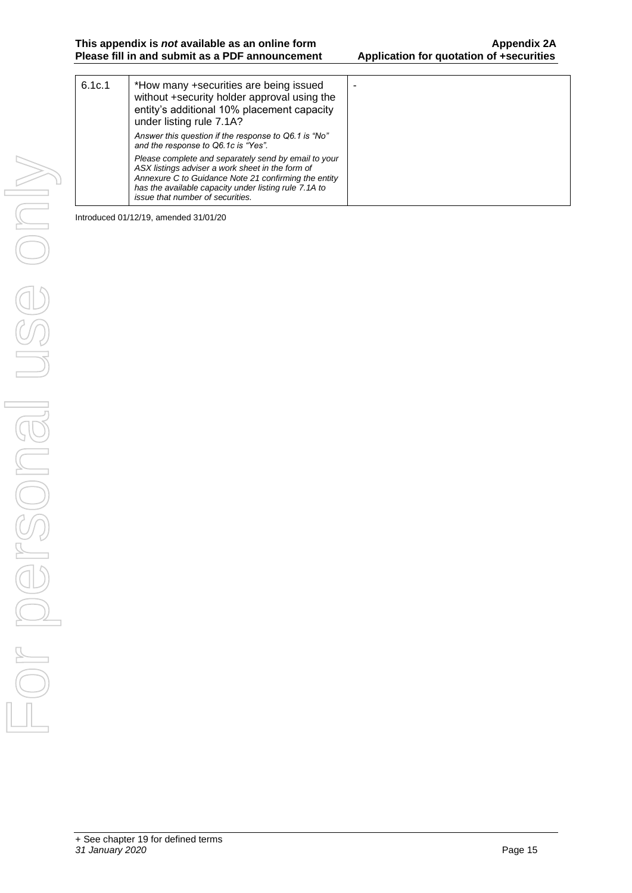| | | |
|---|---|---|
| 6.1c.1 | *How many +securities are being issued without +security holder approval using the entity's additional 10% placement capacity under listing rule 7.1A?<br><br>*Answer this question if the response to Q6.1 is "No" and the response to Q6.1c is "Yes".*<br><br>*Please complete and separately send by email to your ASX listings adviser a work sheet in the form of Annexure C to Guidance Note 21 confirming the entity has the available capacity under listing rule 7.1A to issue that number of securities.* | - |

Introduced 01/12/19, amended 31/01/20

+ See chapter 19 for defined terms
*31 January 2020*